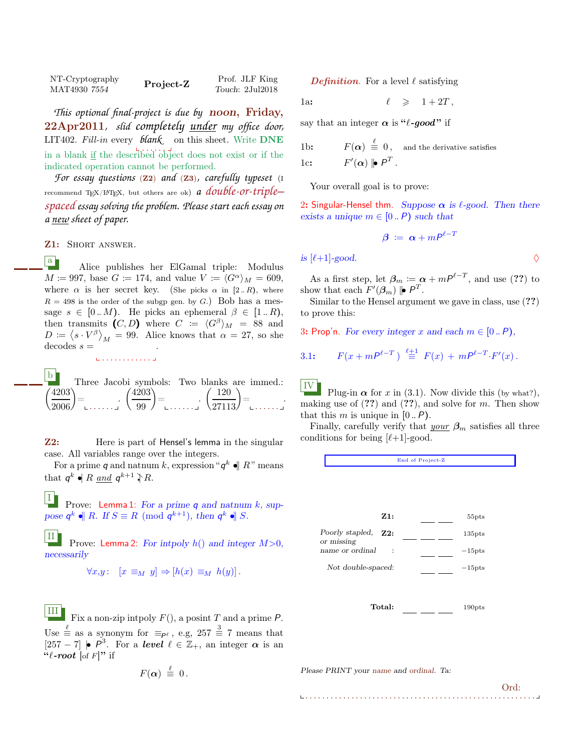NT-Cryptography MAT4930 7554 **Project-Z** Prof. JLF King *Touch:* 2Jul2018

*This optional final-project is due by* **noon, Friday, 22Apr2011**, *slid completely under my office door,* LIT402. *Fill-in* every *blank* on this sheet. Write **DNE** in a blank if the described object does not exist or if the indicated operation cannot be performed.

*For essay questions* (**Z2**) *and* (**Z3**), *carefully typeset* (I recommend TEX/LATEX, but others are ok) *a double-or-triple–spaced essay solving the problem. Please start each essay on a new sheet of paper.*

**Z1:** SHORT ANSWER.

**a** Alice publishes her ElGamal triple: Modulus $M := 997$, base $G := 174$, and value $V := \langle G^\alpha \rangle_M = 609$, where $\alpha$ is her secret key. (She picks $\alpha$ in $[2..R)$, where $R = 498$ is the order of the subgp gen. by $G$.) Bob has a message $s \in [0..M)$. He picks an ephemeral $\beta \in [1..R)$, then transmits $(C, D)$ where $C := \langle G^\beta \rangle_M = 88$ and $D := \langle s \cdot V^\beta \rangle_M = 99$. Alice knows that $\alpha = 27$, so she decodes $s =$ ____________ .

**b** Three Jacobi symbols: Two blanks are immed.: $\left(\frac{4203}{2006}\right) =$ ______ . $\left(\frac{4203}{99}\right) =$ ______ . $\left(\frac{120}{27113}\right) =$ ______ .

**Z2:** Here is part of Hensel's lemma in the singular case. All variables range over the integers.

For a prime $q$ and natnum $k$, expression "$q^k \bullet\!\| R$" means that $q^k \bullet| R$ *and* $q^{k+1} \nmid R$.

**I** Prove: Lemma 1: *For a prime $q$ and natnum $k$, suppose $q^k \bullet\!\| R$. If $S \equiv R \pmod{q^{k+1}}$, then $q^k \bullet\!\| S$.*

**II** Prove: Lemma 2: *For intpoly $h()$ and integer $M>0$, necessarily*

$$\forall x,y: \quad [x \equiv_M y] \Rightarrow [h(x) \equiv_M h(y)].$$

**III** Fix a non-zip intpoly $F()$, a posint $T$ and a prime $P$. Use $\stackrel{\ell}{\equiv}$ as a synonym for $\equiv_{P^\ell}$, e.g, $257 \stackrel{3}{\equiv} 7$ means that $[257 - 7] \bullet| P^3$. For a ***level*** $\ell \in \mathbb{Z}_+$, an integer $\boldsymbol{\alpha}$ is an "***$\ell$-root*** [of $F$]" if

$$F(\boldsymbol{\alpha}) \stackrel{\ell}{\equiv} 0.$$

***Definition.*** For a level $\ell$ satisfying

1a: $\qquad \ell \geqslant 1 + 2T,$

say that an integer $\boldsymbol{\alpha}$ is "***$\ell$-good***" if

1b: $\qquad F(\boldsymbol{\alpha}) \stackrel{\ell}{\equiv} 0,$ and the derivative satisfies

1c: $\qquad F'(\boldsymbol{\alpha}) \bullet\!\| P^T.$

Your overall goal is to prove:

**2: Singular-Hensel thm.** *Suppose $\boldsymbol{\alpha}$ is $\ell$-good. Then there exists a unique $m \in [0..P)$ such that*

$$\boldsymbol{\beta} := \boldsymbol{\alpha} + mP^{\ell-T}$$

*is $[\ell+1]$-good.* ◊

As a first step, let $\boldsymbol{\beta}_m := \boldsymbol{\alpha} + mP^{\ell-T}$, and use (**??**) to show that each $F'(\boldsymbol{\beta}_m) \bullet\!\| P^T$.

Similar to the Hensel argument we gave in class, use (**??**) to prove this:

**3: Prop'n.** *For every integer $x$ and each $m \in [0..P)$,*

3.1: $\qquad F(x + mP^{\ell-T}) \stackrel{\ell+1}{\equiv} F(x) + mP^{\ell-T} \cdot F'(x).$

**IV** Plug-in $\boldsymbol{\alpha}$ for $x$ in (3.1). Now divide this (by what?), making use of (**??**) and (**??**), and solve for $m$. Then show that this $m$ is unique in $[0..P)$.

Finally, carefully verify that *your* $\boldsymbol{\beta}_m$ satisfies all three conditions for being $[\ell+1]$-good.

End of Project-Z

| | | |
|---|---|---|
| **Z1:** | ___ ___ | 55pts |
| *Poorly stapled, or missing name or ordinal* **Z2:** | ___ ___ ___ | 135pts |
| : | ___ ___ | −15pts |
| *Not double-spaced:* | ___ ___ | −15pts |
| **Total:** | ___ ___ ___ | 190pts |

*Please PRINT your name and ordinal. Ta:*

Ord: ..........................................................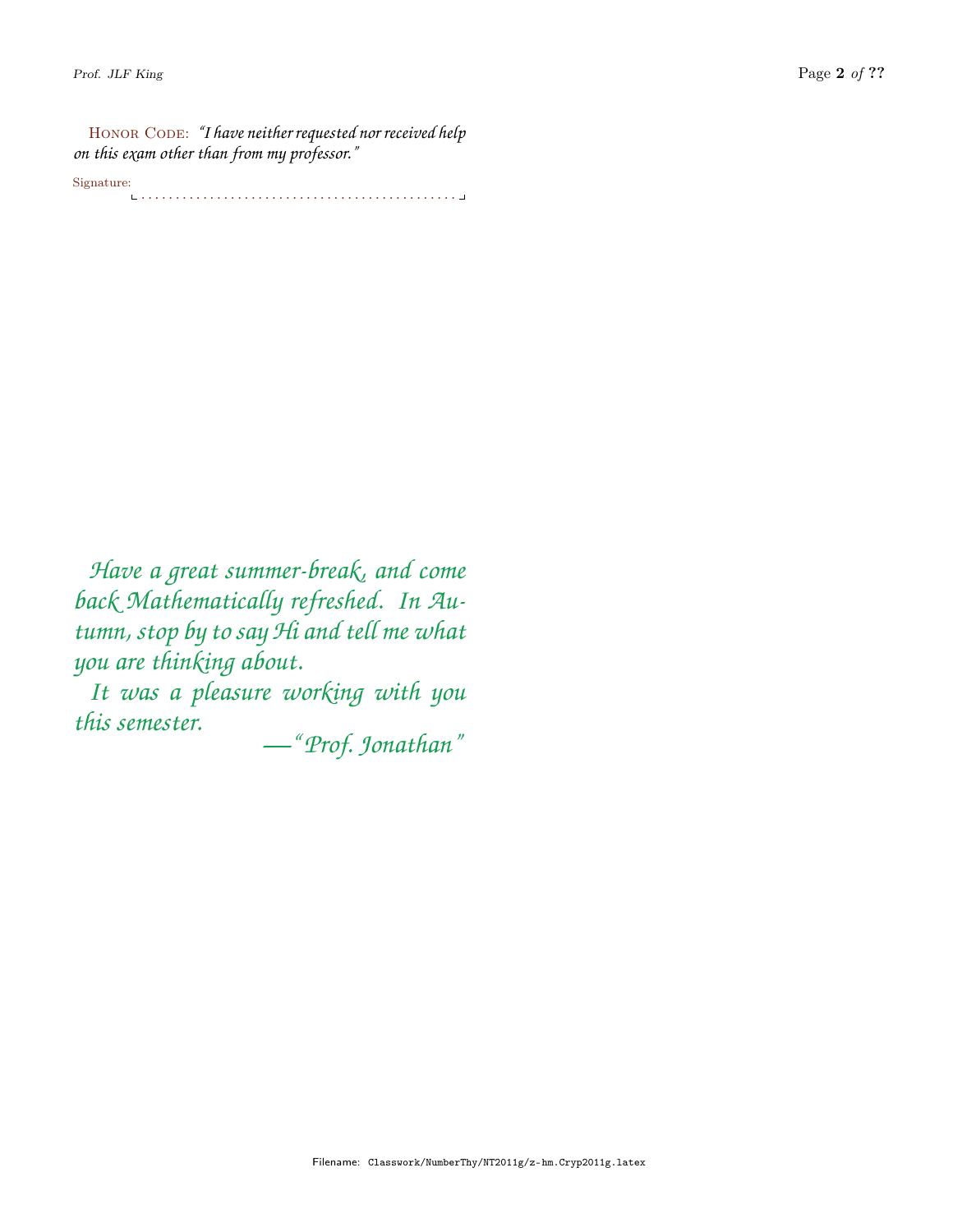HONOR CODE: *"I have neither requested nor received help on this exam other than from my professor."*

Signature: ............................................

*Have a great summer-break, and come back Mathematically refreshed. In Autumn, stop by to say Hi and tell me what you are thinking about.*

*It was a pleasure working with you this semester.*

*—"Prof. Jonathan"*

Filename: `Classwork/NumberThy/NT2011g/z-hm.Cryp2011g.latex`